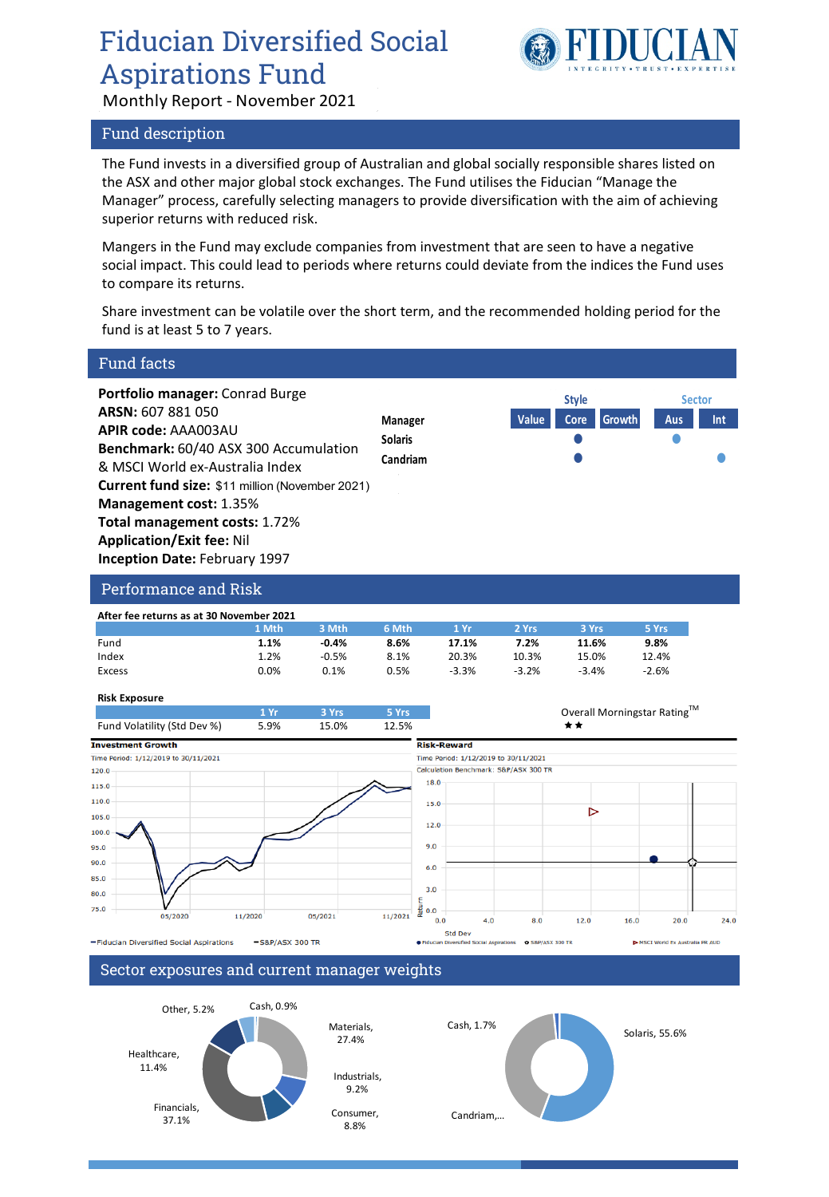# Fiducian Diversified Social Aspirations Fund

Monthly Report - November 2021

## Fund description

The Fund invests in a diversified group of Australian and global socially responsible shares listed on the ASX and other major global stock exchanges. The Fund utilises the Fiducian "Manage the Manager" process, carefully selecting managers to provide diversification with the aim of achieving superior returns with reduced risk.

Mangers in the Fund may exclude companies from investment that are seen to have a negative social impact. This could lead to periods where returns could deviate from the indices the Fund uses to compare its returns.

Share investment can be volatile over the short term, and the recommended holding period for the fund is at least 5 to 7 years.

## Fund facts

**Portfolio manager:** Conrad Burge
**ARSN:** 607 881 050
**APIR code:** AAA003AU
**Benchmark:** 60/40 ASX 300 Accumulation & MSCI World ex-Australia Index
**Current fund size:** $11 million (November 2021)
**Management cost:** 1.35%
**Total management costs:** 1.72%
**Application/Exit fee:** Nil
**Inception Date:** February 1997

| Manager | Style: Value | Style: Core | Style: Growth | Sector: Aus | Sector: Int |
|---|---|---|---|---|---|
| Solaris | | ● | | ● | |
| Candriam | | ● | | | ● |

## Performance and Risk

**After fee returns as at 30 November 2021**

| | 1 Mth | 3 Mth | 6 Mth | 1 Yr | 2 Yrs | 3 Yrs | 5 Yrs |
|---|---|---|---|---|---|---|---|
| Fund | **1.1%** | **-0.4%** | **8.6%** | **17.1%** | **7.2%** | **11.6%** | **9.8%** |
| Index | 1.2% | -0.5% | 8.1% | 20.3% | 10.3% | 15.0% | 12.4% |
| Excess | 0.0% | 0.1% | 0.5% | -3.3% | -3.2% | -3.4% | -2.6% |

**Risk Exposure**

| | 1 Yr | 3 Yrs | 5 Yrs |
|---|---|---|---|
| Fund Volatility (Std Dev %) | 5.9% | 15.0% | 12.5% |

Overall Morningstar Rating™ ★★

**Investment Growth**
Time Period: 1/12/2019 to 30/11/2021
— Fiducian Diversified Social Aspirations — S&P/ASX 300 TR

**Risk-Reward**
Time Period: 1/12/2019 to 30/11/2021
Calculation Benchmark: S&P/ASX 300 TR
● Fiducian Diversified Social Aspirations ○ S&P/ASX 300 TR ▷ MSCI World Ex Australia PR AUD

## Sector exposures and current manager weights

| Sector | Weight |
|---|---|
| Materials | 27.4% |
| Industrials | 9.2% |
| Consumer | 8.8% |
| Financials | 37.1% |
| Healthcare | 11.4% |
| Other | 5.2% |
| Cash | 0.9% |

| Manager | Weight |
|---|---|
| Solaris | 55.6% |
| Candriam | ... |
| Cash | 1.7% |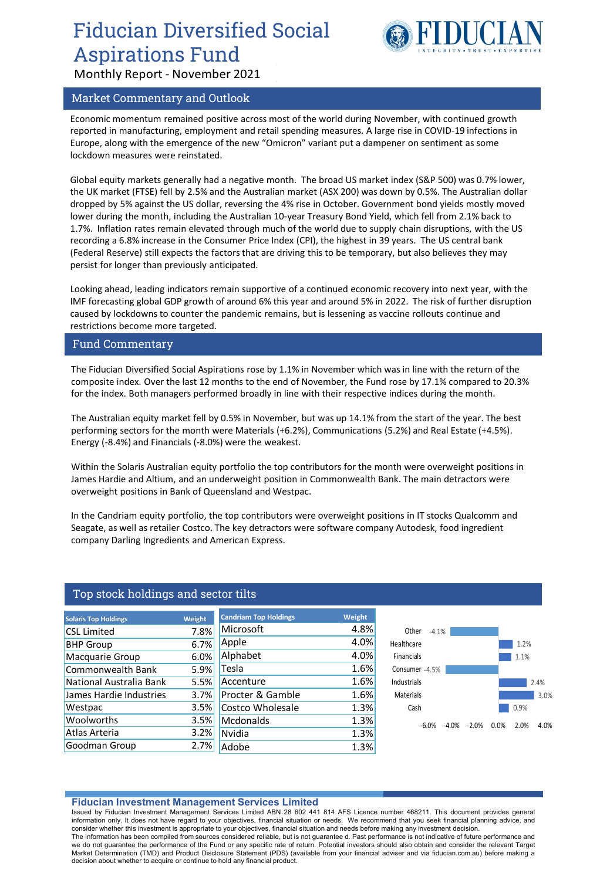# Fiducian Diversified Social Aspirations Fund

Monthly Report - November 2021

## Market Commentary and Outlook

Economic momentum remained positive across most of the world during November, with continued growth reported in manufacturing, employment and retail spending measures. A large rise in COVID-19 infections in Europe, along with the emergence of the new "Omicron" variant put a dampener on sentiment as some lockdown measures were reinstated.

Global equity markets generally had a negative month. The broad US market index (S&P 500) was 0.7% lower, the UK market (FTSE) fell by 2.5% and the Australian market (ASX 200) was down by 0.5%. The Australian dollar dropped by 5% against the US dollar, reversing the 4% rise in October. Government bond yields mostly moved lower during the month, including the Australian 10-year Treasury Bond Yield, which fell from 2.1% back to 1.7%. Inflation rates remain elevated through much of the world due to supply chain disruptions, with the US recording a 6.8% increase in the Consumer Price Index (CPI), the highest in 39 years. The US central bank (Federal Reserve) still expects the factors that are driving this to be temporary, but also believes they may persist for longer than previously anticipated.

Looking ahead, leading indicators remain supportive of a continued economic recovery into next year, with the IMF forecasting global GDP growth of around 6% this year and around 5% in 2022. The risk of further disruption caused by lockdowns to counter the pandemic remains, but is lessening as vaccine rollouts continue and restrictions become more targeted.

## Fund Commentary

The Fiducian Diversified Social Aspirations rose by 1.1% in November which was in line with the return of the composite index. Over the last 12 months to the end of November, the Fund rose by 17.1% compared to 20.3% for the index. Both managers performed broadly in line with their respective indices during the month.

The Australian equity market fell by 0.5% in November, but was up 14.1% from the start of the year. The best performing sectors for the month were Materials (+6.2%), Communications (5.2%) and Real Estate (+4.5%). Energy (-8.4%) and Financials (-8.0%) were the weakest.

Within the Solaris Australian equity portfolio the top contributors for the month were overweight positions in James Hardie and Altium, and an underweight position in Commonwealth Bank. The main detractors were overweight positions in Bank of Queensland and Westpac.

In the Candriam equity portfolio, the top contributors were overweight positions in IT stocks Qualcomm and Seagate, as well as retailer Costco. The key detractors were software company Autodesk, food ingredient company Darling Ingredients and American Express.

## Top stock holdings and sector tilts

| Solaris Top Holdings | Weight |
|---|---|
| CSL Limited | 7.8% |
| BHP Group | 6.7% |
| Macquarie Group | 6.0% |
| Commonwealth Bank | 5.9% |
| National Australia Bank | 5.5% |
| James Hardie Industries | 3.7% |
| Westpac | 3.5% |
| Woolworths | 3.5% |
| Atlas Arteria | 3.2% |
| Goodman Group | 2.7% |

| Candriam Top Holdings | Weight |
|---|---|
| Microsoft | 4.8% |
| Apple | 4.0% |
| Alphabet | 4.0% |
| Tesla | 1.6% |
| Accenture | 1.6% |
| Procter & Gamble | 1.6% |
| Costco Wholesale | 1.3% |
| Mcdonalds | 1.3% |
| Nvidia | 1.3% |
| Adobe | 1.3% |

Other -4.1%
Healthcare 1.2%
Financials 1.1%
Consumer -4.5%
Industrials 2.4%
Materials 3.0%
Cash 0.9%
-6.0% -4.0% -2.0% 0.0% 2.0% 4.0%

**Fiducian Investment Management Services Limited**

Issued by Fiducian Investment Management Services Limited ABN 28 602 441 814 AFS Licence number 468211. This document provides general information only. It does not have regard to your objectives, financial situation or needs. We recommend that you seek financial planning advice, and consider whether this investment is appropriate to your objectives, financial situation and needs before making any investment decision.
The information has been compiled from sources considered reliable, but is not guarantee d. Past performance is not indicative of future performance and we do not guarantee the performance of the Fund or any specific rate of return. Potential investors should also obtain and consider the relevant Target Market Determination (TMD) and Product Disclosure Statement (PDS) (available from your financial adviser and via fiducian.com.au) before making a decision about whether to acquire or continue to hold any financial product.